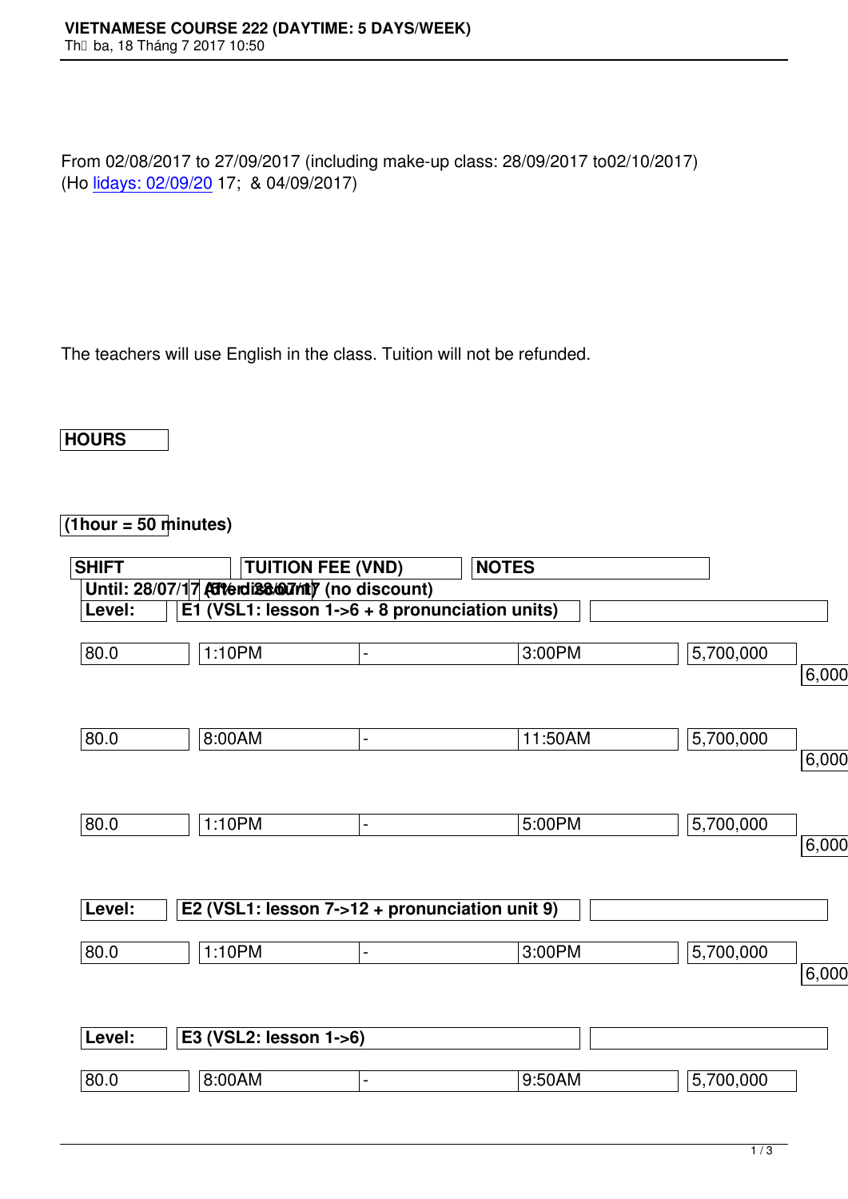# VIETNAMESE COURSE 222 (DAYTIME: 5 DAYS/WEEK)

From 02/08/2017 to 27/09/2017 (including make-up class: 28/09/2017 to02/10/2017)
(Holidays: 02/09/2017; & 04/09/2017)

The teachers will use English in the class. Tuition will not be refunded.

| HOURS (1hour = 50 minutes) | SHIFT | | | TUITION FEE (VND) Until: 28/07/17 (5% discount) | After 28/07/17 (no discount) | NOTES |
|---|---|---|---|---|---|---|
| Level: | E1 (VSL1: lesson 1->6 + 8 pronunciation units) | | | | | |
| 80.0 | 1:10PM | - | 3:00PM | 5,700,000 | 6,000 | |
| 80.0 | 8:00AM | - | 11:50AM | 5,700,000 | 6,000 | |
| 80.0 | 1:10PM | - | 5:00PM | 5,700,000 | 6,000 | |
| Level: | E2 (VSL1: lesson 7->12 + pronunciation unit 9) | | | | | |
| 80.0 | 1:10PM | - | 3:00PM | 5,700,000 | 6,000 | |
| Level: | E3 (VSL2: lesson 1->6) | | | | | |
| 80.0 | 8:00AM | - | 9:50AM | 5,700,000 | | |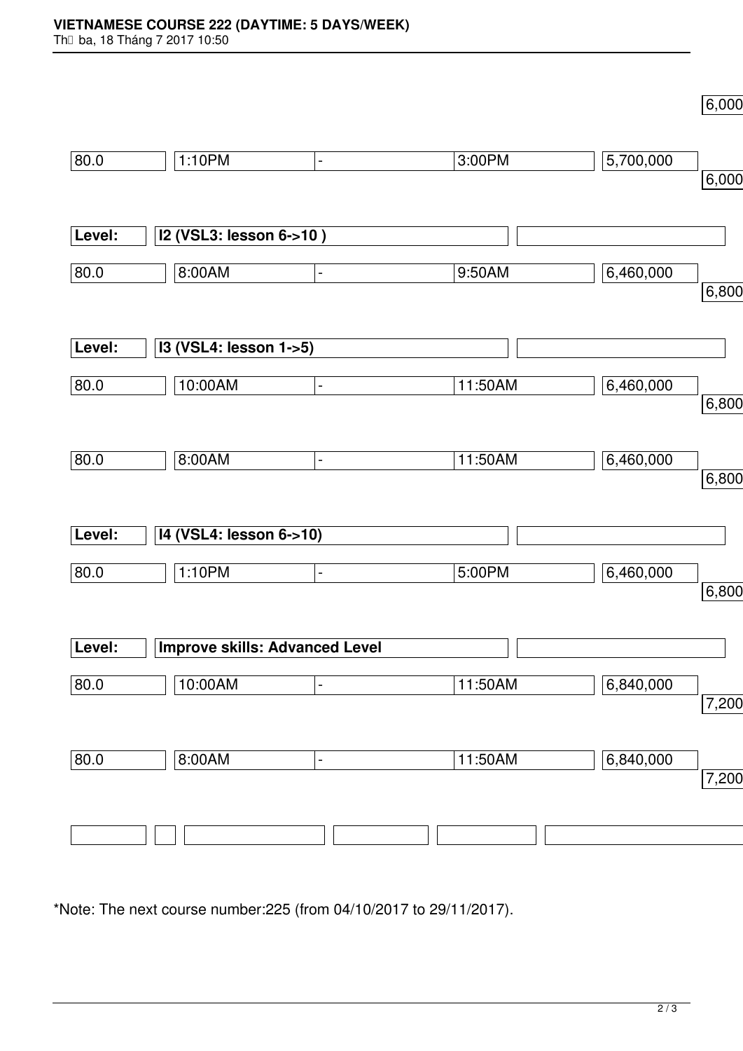| | | | | | |
|---|---|---|---|---|---|
| | | | | | 6,000 |
| 80.0 | 1:10PM | - | 3:00PM | 5,700,000 | 6,000 |
| **Level:** | **I2 (VSL3: lesson 6->10 )** | | | | |
| 80.0 | 8:00AM | - | 9:50AM | 6,460,000 | 6,800 |
| **Level:** | **I3 (VSL4: lesson 1->5)** | | | | |
| 80.0 | 10:00AM | - | 11:50AM | 6,460,000 | 6,800 |
| 80.0 | 8:00AM | - | 11:50AM | 6,460,000 | 6,800 |
| **Level:** | **I4 (VSL4: lesson 6->10)** | | | | |
| 80.0 | 1:10PM | - | 5:00PM | 6,460,000 | 6,800 |
| **Level:** | **Improve skills: Advanced Level** | | | | |
| 80.0 | 10:00AM | - | 11:50AM | 6,840,000 | 7,200 |
| 80.0 | 8:00AM | - | 11:50AM | 6,840,000 | 7,200 |

*Note: The next course number:225 (from 04/10/2017 to 29/11/2017).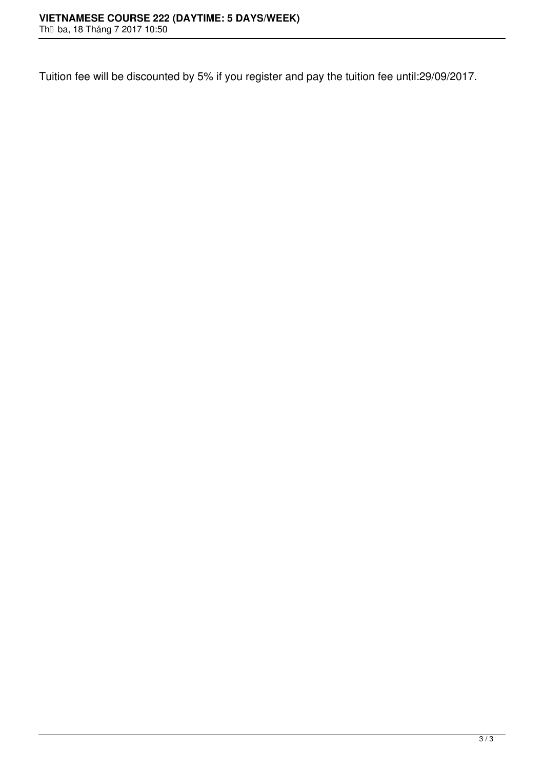Tuition fee will be discounted by 5% if you register and pay the tuition fee until:29/09/2017.